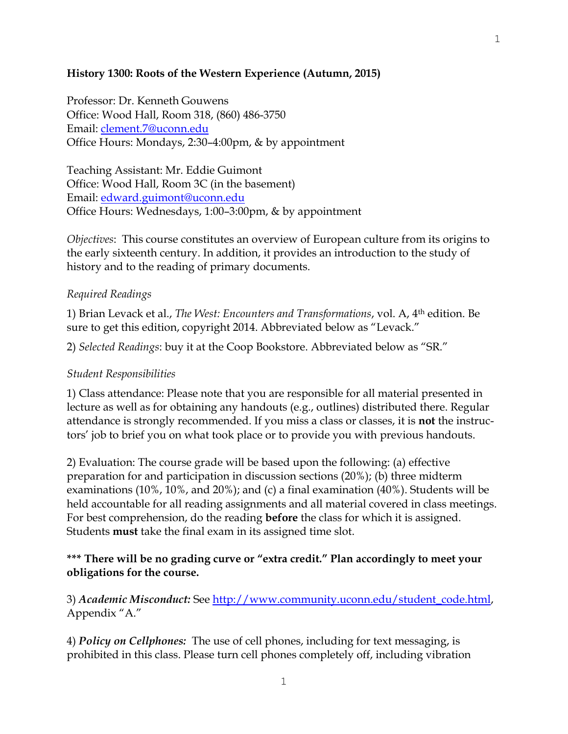**History 1300: Roots of the Western Experience (Autumn, 2015)**

Professor: Dr. Kenneth Gouwens
Office: Wood Hall, Room 318, (860) 486-3750
Email: clement.7@uconn.edu
Office Hours: Mondays, 2:30–4:00pm, & by appointment

Teaching Assistant: Mr. Eddie Guimont
Office: Wood Hall, Room 3C (in the basement)
Email: edward.guimont@uconn.edu
Office Hours: Wednesdays, 1:00–3:00pm, & by appointment

*Objectives*: This course constitutes an overview of European culture from its origins to the early sixteenth century. In addition, it provides an introduction to the study of history and to the reading of primary documents.

*Required Readings*

1) Brian Levack et al., *The West: Encounters and Transformations*, vol. A, 4th edition. Be sure to get this edition, copyright 2014. Abbreviated below as "Levack."

2) *Selected Readings*: buy it at the Coop Bookstore. Abbreviated below as "SR."

*Student Responsibilities*

1) Class attendance: Please note that you are responsible for all material presented in lecture as well as for obtaining any handouts (e.g., outlines) distributed there. Regular attendance is strongly recommended. If you miss a class or classes, it is **not** the instructors' job to brief you on what took place or to provide you with previous handouts.

2) Evaluation: The course grade will be based upon the following: (a) effective preparation for and participation in discussion sections (20%); (b) three midterm examinations (10%, 10%, and 20%); and (c) a final examination (40%). Students will be held accountable for all reading assignments and all material covered in class meetings. For best comprehension, do the reading **before** the class for which it is assigned. Students **must** take the final exam in its assigned time slot.

**\*\*\* There will be no grading curve or "extra credit." Plan accordingly to meet your obligations for the course.**

3) ***Academic Misconduct:*** See http://www.community.uconn.edu/student_code.html, Appendix "A."

4) ***Policy on Cellphones:*** The use of cell phones, including for text messaging, is prohibited in this class. Please turn cell phones completely off, including vibration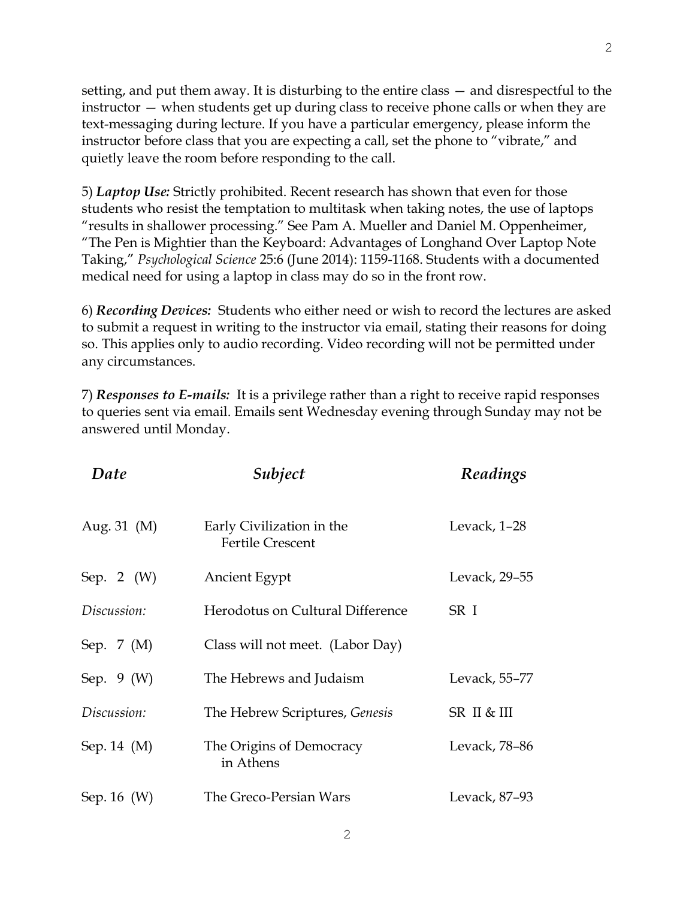setting, and put them away. It is disturbing to the entire class — and disrespectful to the instructor — when students get up during class to receive phone calls or when they are text-messaging during lecture. If you have a particular emergency, please inform the instructor before class that you are expecting a call, set the phone to "vibrate," and quietly leave the room before responding to the call.

5) ***Laptop Use:*** Strictly prohibited. Recent research has shown that even for those students who resist the temptation to multitask when taking notes, the use of laptops "results in shallower processing." See Pam A. Mueller and Daniel M. Oppenheimer, "The Pen is Mightier than the Keyboard: Advantages of Longhand Over Laptop Note Taking," *Psychological Science* 25:6 (June 2014): 1159-1168. Students with a documented medical need for using a laptop in class may do so in the front row.

6) ***Recording Devices:*** Students who either need or wish to record the lectures are asked to submit a request in writing to the instructor via email, stating their reasons for doing so. This applies only to audio recording. Video recording will not be permitted under any circumstances.

7) ***Responses to E-mails:*** It is a privilege rather than a right to receive rapid responses to queries sent via email. Emails sent Wednesday evening through Sunday may not be answered until Monday.

| *Date* | *Subject* | *Readings* |
|---|---|---|
| Aug. 31 (M) | Early Civilization in the Fertile Crescent | Levack, 1–28 |
| Sep. 2 (W) | Ancient Egypt | Levack, 29–55 |
| *Discussion:* | Herodotus on Cultural Difference | SR I |
| Sep. 7 (M) | Class will not meet. (Labor Day) | |
| Sep. 9 (W) | The Hebrews and Judaism | Levack, 55–77 |
| *Discussion:* | The Hebrew Scriptures, *Genesis* | SR II & III |
| Sep. 14 (M) | The Origins of Democracy in Athens | Levack, 78–86 |
| Sep. 16 (W) | The Greco-Persian Wars | Levack, 87–93 |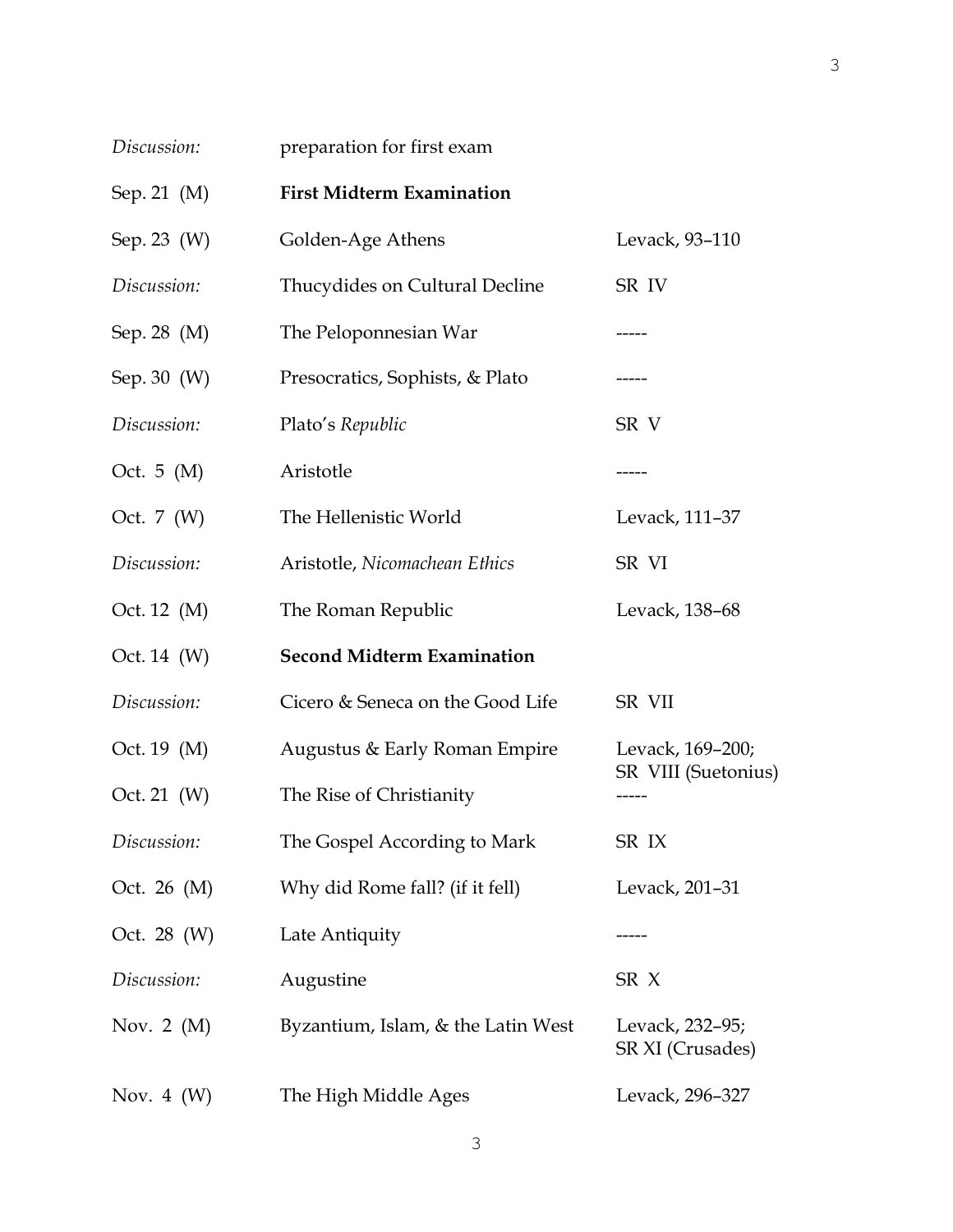| | | |
|---|---|---|
| *Discussion:* | preparation for first exam | |
| Sep. 21 (M) | **First Midterm Examination** | |
| Sep. 23 (W) | Golden-Age Athens | Levack, 93–110 |
| *Discussion:* | Thucydides on Cultural Decline | SR IV |
| Sep. 28 (M) | The Peloponnesian War | ----- |
| Sep. 30 (W) | Presocratics, Sophists, & Plato | ----- |
| *Discussion:* | Plato's *Republic* | SR V |
| Oct. 5 (M) | Aristotle | ----- |
| Oct. 7 (W) | The Hellenistic World | Levack, 111–37 |
| *Discussion:* | Aristotle, *Nicomachean Ethics* | SR VI |
| Oct. 12 (M) | The Roman Republic | Levack, 138–68 |
| Oct. 14 (W) | **Second Midterm Examination** | |
| *Discussion:* | Cicero & Seneca on the Good Life | SR VII |
| Oct. 19 (M) | Augustus & Early Roman Empire | Levack, 169–200; SR VIII (Suetonius) |
| Oct. 21 (W) | The Rise of Christianity | ----- |
| *Discussion:* | The Gospel According to Mark | SR IX |
| Oct. 26 (M) | Why did Rome fall? (if it fell) | Levack, 201–31 |
| Oct. 28 (W) | Late Antiquity | ----- |
| *Discussion:* | Augustine | SR X |
| Nov. 2 (M) | Byzantium, Islam, & the Latin West | Levack, 232–95; SR XI (Crusades) |
| Nov. 4 (W) | The High Middle Ages | Levack, 296–327 |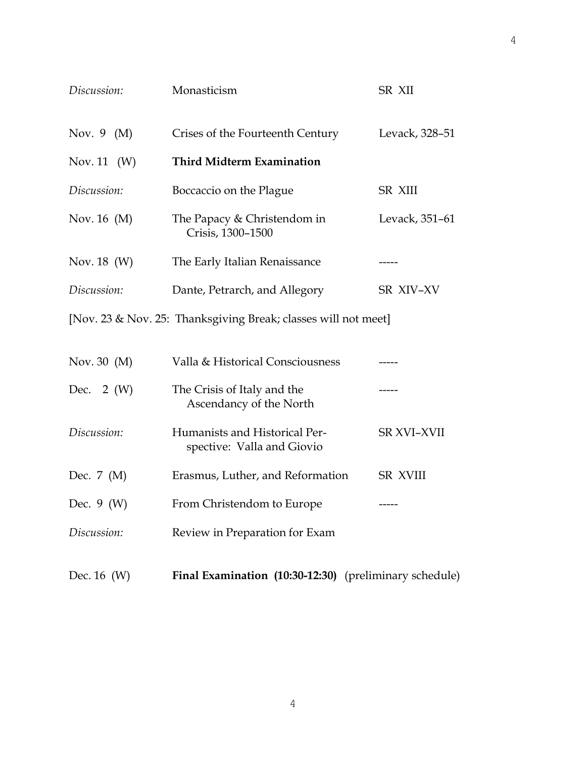| | | |
|---|---|---|
| *Discussion:* | Monasticism | SR XII |
| Nov. 9 (M) | Crises of the Fourteenth Century | Levack, 328–51 |
| Nov. 11 (W) | **Third Midterm Examination** | |
| *Discussion:* | Boccaccio on the Plague | SR XIII |
| Nov. 16 (M) | The Papacy & Christendom in Crisis, 1300–1500 | Levack, 351–61 |
| Nov. 18 (W) | The Early Italian Renaissance | ----- |
| *Discussion:* | Dante, Petrarch, and Allegory | SR XIV–XV |

[Nov. 23 & Nov. 25: Thanksgiving Break; classes will not meet]

| | | |
|---|---|---|
| Nov. 30 (M) | Valla & Historical Consciousness | ----- |
| Dec. 2 (W) | The Crisis of Italy and the Ascendancy of the North | ----- |
| *Discussion:* | Humanists and Historical Perspective: Valla and Giovio | SR XVI–XVII |
| Dec. 7 (M) | Erasmus, Luther, and Reformation | SR XVIII |
| Dec. 9 (W) | From Christendom to Europe | ----- |
| *Discussion:* | Review in Preparation for Exam | |
| Dec. 16 (W) | **Final Examination (10:30-12:30)** (preliminary schedule) | |